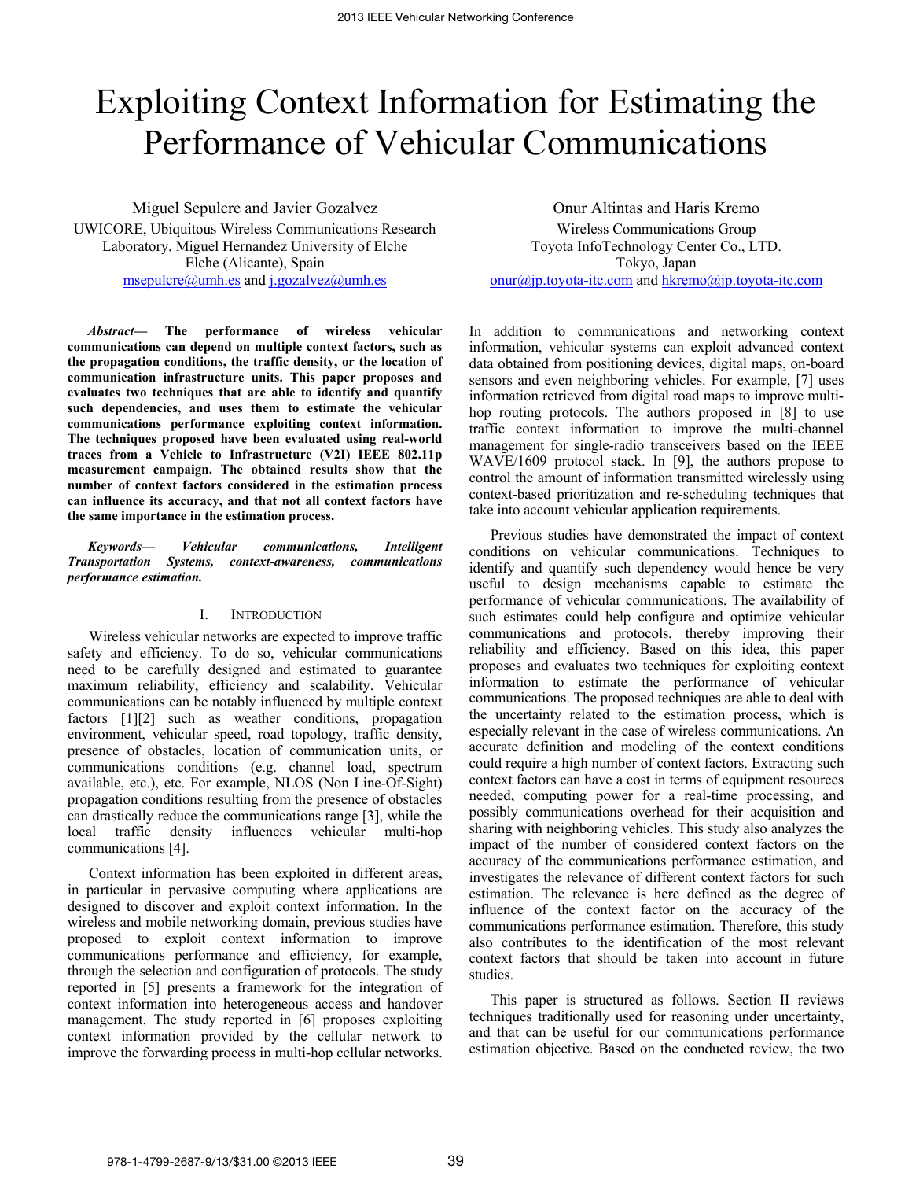# Exploiting Context Information for Estimating the Performance of Vehicular Communications

Miguel Sepulcre and Javier Gozalvez
UWICORE, Ubiquitous Wireless Communications Research Laboratory, Miguel Hernandez University of Elche
Elche (Alicante), Spain
msepulcre@umh.es and j.gozalvez@umh.es

Onur Altintas and Haris Kremo
Wireless Communications Group
Toyota InfoTechnology Center Co., LTD.
Tokyo, Japan
onur@jp.toyota-itc.com and hkremo@jp.toyota-itc.com

***Abstract*— The performance of wireless vehicular communications can depend on multiple context factors, such as the propagation conditions, the traffic density, or the location of communication infrastructure units. This paper proposes and evaluates two techniques that are able to identify and quantify such dependencies, and uses them to estimate the vehicular communications performance exploiting context information. The techniques proposed have been evaluated using real-world traces from a Vehicle to Infrastructure (V2I) IEEE 802.11p measurement campaign. The obtained results show that the number of context factors considered in the estimation process can influence its accuracy, and that not all context factors have the same importance in the estimation process.**

***Keywords*— *Vehicular communications, Intelligent Transportation Systems, context-awareness, communications performance estimation.***

## I. INTRODUCTION

Wireless vehicular networks are expected to improve traffic safety and efficiency. To do so, vehicular communications need to be carefully designed and estimated to guarantee maximum reliability, efficiency and scalability. Vehicular communications can be notably influenced by multiple context factors [1][2] such as weather conditions, propagation environment, vehicular speed, road topology, traffic density, presence of obstacles, location of communication units, or communications conditions (e.g. channel load, spectrum available, etc.), etc. For example, NLOS (Non Line-Of-Sight) propagation conditions resulting from the presence of obstacles can drastically reduce the communications range [3], while the local traffic density influences vehicular multi-hop communications [4].

Context information has been exploited in different areas, in particular in pervasive computing where applications are designed to discover and exploit context information. In the wireless and mobile networking domain, previous studies have proposed to exploit context information to improve communications performance and efficiency, for example, through the selection and configuration of protocols. The study reported in [5] presents a framework for the integration of context information into heterogeneous access and handover management. The study reported in [6] proposes exploiting context information provided by the cellular network to improve the forwarding process in multi-hop cellular networks. In addition to communications and networking context information, vehicular systems can exploit advanced context data obtained from positioning devices, digital maps, on-board sensors and even neighboring vehicles. For example, [7] uses information retrieved from digital road maps to improve multi-hop routing protocols. The authors proposed in [8] to use traffic context information to improve the multi-channel management for single-radio transceivers based on the IEEE WAVE/1609 protocol stack. In [9], the authors propose to control the amount of information transmitted wirelessly using context-based prioritization and re-scheduling techniques that take into account vehicular application requirements.

Previous studies have demonstrated the impact of context conditions on vehicular communications. Techniques to identify and quantify such dependency would hence be very useful to design mechanisms capable to estimate the performance of vehicular communications. The availability of such estimates could help configure and optimize vehicular communications and protocols, thereby improving their reliability and efficiency. Based on this idea, this paper proposes and evaluates two techniques for exploiting context information to estimate the performance of vehicular communications. The proposed techniques are able to deal with the uncertainty related to the estimation process, which is especially relevant in the case of wireless communications. An accurate definition and modeling of the context conditions could require a high number of context factors. Extracting such context factors can have a cost in terms of equipment resources needed, computing power for a real-time processing, and possibly communications overhead for their acquisition and sharing with neighboring vehicles. This study also analyzes the impact of the number of considered context factors on the accuracy of the communications performance estimation, and investigates the relevance of different context factors for such estimation. The relevance is here defined as the degree of influence of the context factor on the accuracy of the communications performance estimation. Therefore, this study also contributes to the identification of the most relevant context factors that should be taken into account in future studies.

This paper is structured as follows. Section II reviews techniques traditionally used for reasoning under uncertainty, and that can be useful for our communications performance estimation objective. Based on the conducted review, the two

978-1-4799-2687-9/13/$31.00 ©2013 IEEE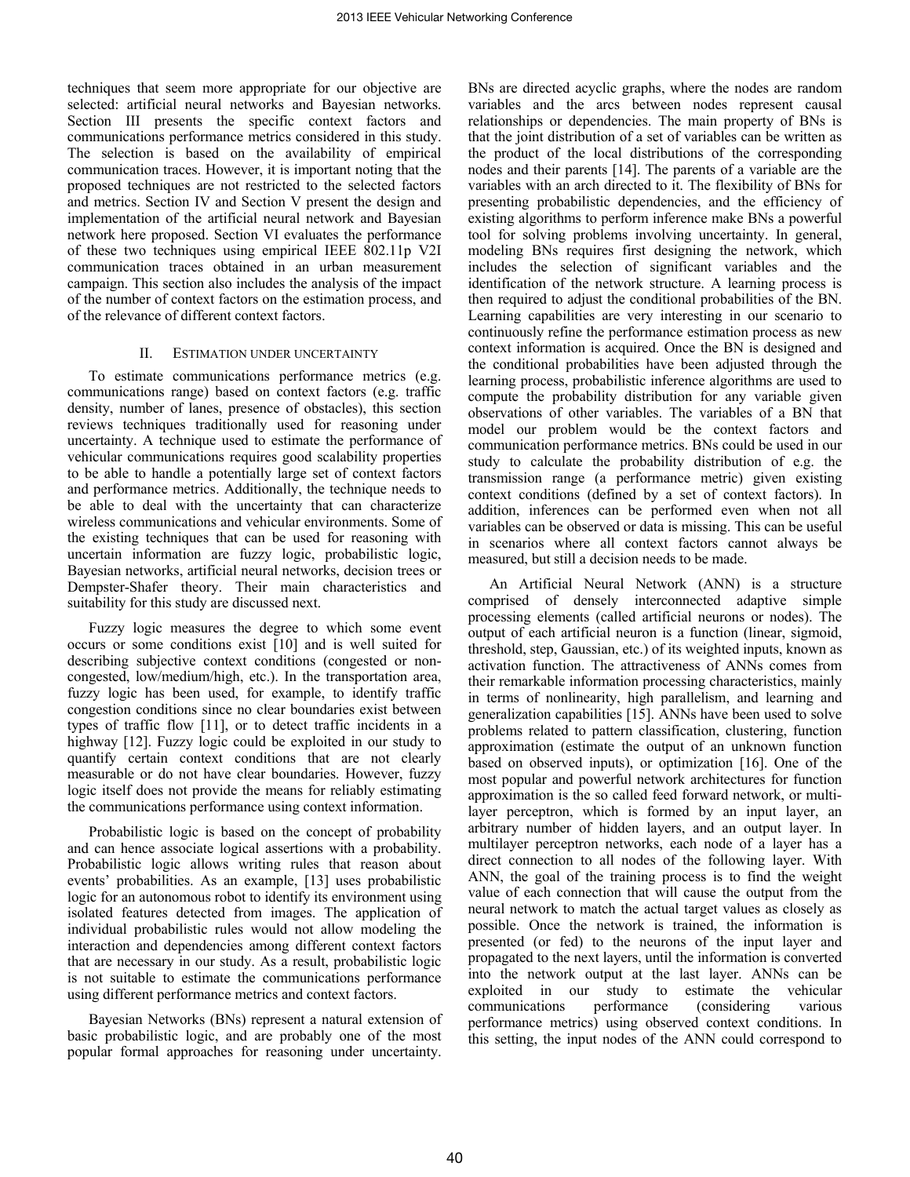techniques that seem more appropriate for our objective are selected: artificial neural networks and Bayesian networks. Section III presents the specific context factors and communications performance metrics considered in this study. The selection is based on the availability of empirical communication traces. However, it is important noting that the proposed techniques are not restricted to the selected factors and metrics. Section IV and Section V present the design and implementation of the artificial neural network and Bayesian network here proposed. Section VI evaluates the performance of these two techniques using empirical IEEE 802.11p V2I communication traces obtained in an urban measurement campaign. This section also includes the analysis of the impact of the number of context factors on the estimation process, and of the relevance of different context factors.

## II. Estimation under uncertainty

To estimate communications performance metrics (e.g. communications range) based on context factors (e.g. traffic density, number of lanes, presence of obstacles), this section reviews techniques traditionally used for reasoning under uncertainty. A technique used to estimate the performance of vehicular communications requires good scalability properties to be able to handle a potentially large set of context factors and performance metrics. Additionally, the technique needs to be able to deal with the uncertainty that can characterize wireless communications and vehicular environments. Some of the existing techniques that can be used for reasoning with uncertain information are fuzzy logic, probabilistic logic, Bayesian networks, artificial neural networks, decision trees or Dempster-Shafer theory. Their main characteristics and suitability for this study are discussed next.

Fuzzy logic measures the degree to which some event occurs or some conditions exist [10] and is well suited for describing subjective context conditions (congested or non-congested, low/medium/high, etc.). In the transportation area, fuzzy logic has been used, for example, to identify traffic congestion conditions since no clear boundaries exist between types of traffic flow [11], or to detect traffic incidents in a highway [12]. Fuzzy logic could be exploited in our study to quantify certain context conditions that are not clearly measurable or do not have clear boundaries. However, fuzzy logic itself does not provide the means for reliably estimating the communications performance using context information.

Probabilistic logic is based on the concept of probability and can hence associate logical assertions with a probability. Probabilistic logic allows writing rules that reason about events' probabilities. As an example, [13] uses probabilistic logic for an autonomous robot to identify its environment using isolated features detected from images. The application of individual probabilistic rules would not allow modeling the interaction and dependencies among different context factors that are necessary in our study. As a result, probabilistic logic is not suitable to estimate the communications performance using different performance metrics and context factors.

Bayesian Networks (BNs) represent a natural extension of basic probabilistic logic, and are probably one of the most popular formal approaches for reasoning under uncertainty. BNs are directed acyclic graphs, where the nodes are random variables and the arcs between nodes represent causal relationships or dependencies. The main property of BNs is that the joint distribution of a set of variables can be written as the product of the local distributions of the corresponding nodes and their parents [14]. The parents of a variable are the variables with an arch directed to it. The flexibility of BNs for presenting probabilistic dependencies, and the efficiency of existing algorithms to perform inference make BNs a powerful tool for solving problems involving uncertainty. In general, modeling BNs requires first designing the network, which includes the selection of significant variables and the identification of the network structure. A learning process is then required to adjust the conditional probabilities of the BN. Learning capabilities are very interesting in our scenario to continuously refine the performance estimation process as new context information is acquired. Once the BN is designed and the conditional probabilities have been adjusted through the learning process, probabilistic inference algorithms are used to compute the probability distribution for any variable given observations of other variables. The variables of a BN that model our problem would be the context factors and communication performance metrics. BNs could be used in our study to calculate the probability distribution of e.g. the transmission range (a performance metric) given existing context conditions (defined by a set of context factors). In addition, inferences can be performed even when not all variables can be observed or data is missing. This can be useful in scenarios where all context factors cannot always be measured, but still a decision needs to be made.

An Artificial Neural Network (ANN) is a structure comprised of densely interconnected adaptive simple processing elements (called artificial neurons or nodes). The output of each artificial neuron is a function (linear, sigmoid, threshold, step, Gaussian, etc.) of its weighted inputs, known as activation function. The attractiveness of ANNs comes from their remarkable information processing characteristics, mainly in terms of nonlinearity, high parallelism, and learning and generalization capabilities [15]. ANNs have been used to solve problems related to pattern classification, clustering, function approximation (estimate the output of an unknown function based on observed inputs), or optimization [16]. One of the most popular and powerful network architectures for function approximation is the so called feed forward network, or multi-layer perceptron, which is formed by an input layer, an arbitrary number of hidden layers, and an output layer. In multilayer perceptron networks, each node of a layer has a direct connection to all nodes of the following layer. With ANN, the goal of the training process is to find the weight value of each connection that will cause the output from the neural network to match the actual target values as closely as possible. Once the network is trained, the information is presented (or fed) to the neurons of the input layer and propagated to the next layers, until the information is converted into the network output at the last layer. ANNs can be exploited in our study to estimate the vehicular communications performance (considering various performance metrics) using observed context conditions. In this setting, the input nodes of the ANN could correspond to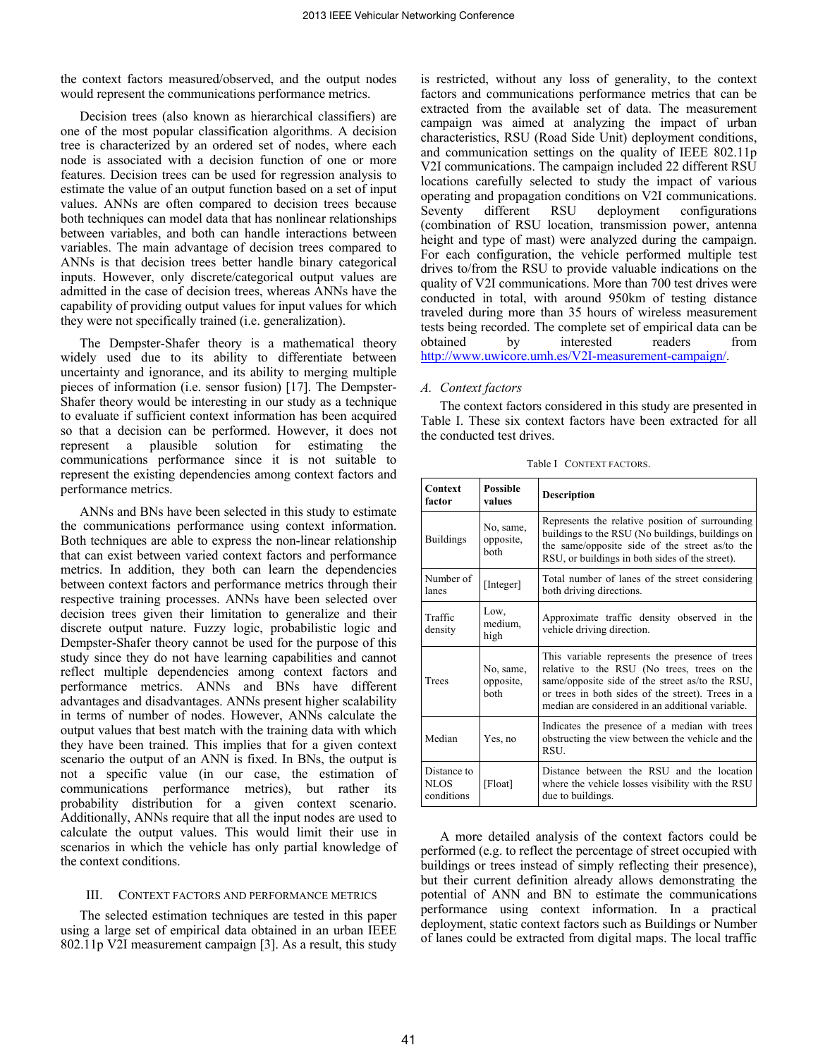the context factors measured/observed, and the output nodes would represent the communications performance metrics.

Decision trees (also known as hierarchical classifiers) are one of the most popular classification algorithms. A decision tree is characterized by an ordered set of nodes, where each node is associated with a decision function of one or more features. Decision trees can be used for regression analysis to estimate the value of an output function based on a set of input values. ANNs are often compared to decision trees because both techniques can model data that has nonlinear relationships between variables, and both can handle interactions between variables. The main advantage of decision trees compared to ANNs is that decision trees better handle binary categorical inputs. However, only discrete/categorical output values are admitted in the case of decision trees, whereas ANNs have the capability of providing output values for input values for which they were not specifically trained (i.e. generalization).

The Dempster-Shafer theory is a mathematical theory widely used due to its ability to differentiate between uncertainty and ignorance, and its ability to merging multiple pieces of information (i.e. sensor fusion) [17]. The Dempster-Shafer theory would be interesting in our study as a technique to evaluate if sufficient context information has been acquired so that a decision can be performed. However, it does not represent a plausible solution for estimating the communications performance since it is not suitable to represent the existing dependencies among context factors and performance metrics.

ANNs and BNs have been selected in this study to estimate the communications performance using context information. Both techniques are able to express the non-linear relationship that can exist between varied context factors and performance metrics. In addition, they both can learn the dependencies between context factors and performance metrics through their respective training processes. ANNs have been selected over decision trees given their limitation to generalize and their discrete output nature. Fuzzy logic, probabilistic logic and Dempster-Shafer theory cannot be used for the purpose of this study since they do not have learning capabilities and cannot reflect multiple dependencies among context factors and performance metrics. ANNs and BNs have different advantages and disadvantages. ANNs present higher scalability in terms of number of nodes. However, ANNs calculate the output values that best match with the training data with which they have been trained. This implies that for a given context scenario the output of an ANN is fixed. In BNs, the output is not a specific value (in our case, the estimation of communications performance metrics), but rather its probability distribution for a given context scenario. Additionally, ANNs require that all the input nodes are used to calculate the output values. This would limit their use in scenarios in which the vehicle has only partial knowledge of the context conditions.

## III. Context Factors and Performance Metrics

The selected estimation techniques are tested in this paper using a large set of empirical data obtained in an urban IEEE 802.11p V2I measurement campaign [3]. As a result, this study is restricted, without any loss of generality, to the context factors and communications performance metrics that can be extracted from the available set of data. The measurement campaign was aimed at analyzing the impact of urban characteristics, RSU (Road Side Unit) deployment conditions, and communication settings on the quality of IEEE 802.11p V2I communications. The campaign included 22 different RSU locations carefully selected to study the impact of various operating and propagation conditions on V2I communications. Seventy different RSU deployment configurations (combination of RSU location, transmission power, antenna height and type of mast) were analyzed during the campaign. For each configuration, the vehicle performed multiple test drives to/from the RSU to provide valuable indications on the quality of V2I communications. More than 700 test drives were conducted in total, with around 950km of testing distance traveled during more than 35 hours of wireless measurement tests being recorded. The complete set of empirical data can be obtained by interested readers from http://www.uwicore.umh.es/V2I-measurement-campaign/.

### A. Context factors

The context factors considered in this study are presented in Table I. These six context factors have been extracted for all the conducted test drives.

Table I  Context factors.

| Context factor | Possible values | Description |
|---|---|---|
| Buildings | No, same, opposite, both | Represents the relative position of surrounding buildings to the RSU (No buildings, buildings on the same/opposite side of the street as/to the RSU, or buildings in both sides of the street). |
| Number of lanes | [Integer] | Total number of lanes of the street considering both driving directions. |
| Traffic density | Low, medium, high | Approximate traffic density observed in the vehicle driving direction. |
| Trees | No, same, opposite, both | This variable represents the presence of trees relative to the RSU (No trees, trees on the same/opposite side of the street as/to the RSU, or trees in both sides of the street). Trees in a median are considered in an additional variable. |
| Median | Yes, no | Indicates the presence of a median with trees obstructing the view between the vehicle and the RSU. |
| Distance to NLOS conditions | [Float] | Distance between the RSU and the location where the vehicle losses visibility with the RSU due to buildings. |

A more detailed analysis of the context factors could be performed (e.g. to reflect the percentage of street occupied with buildings or trees instead of simply reflecting their presence), but their current definition already allows demonstrating the potential of ANN and BN to estimate the communications performance using context information. In a practical deployment, static context factors such as Buildings or Number of lanes could be extracted from digital maps. The local traffic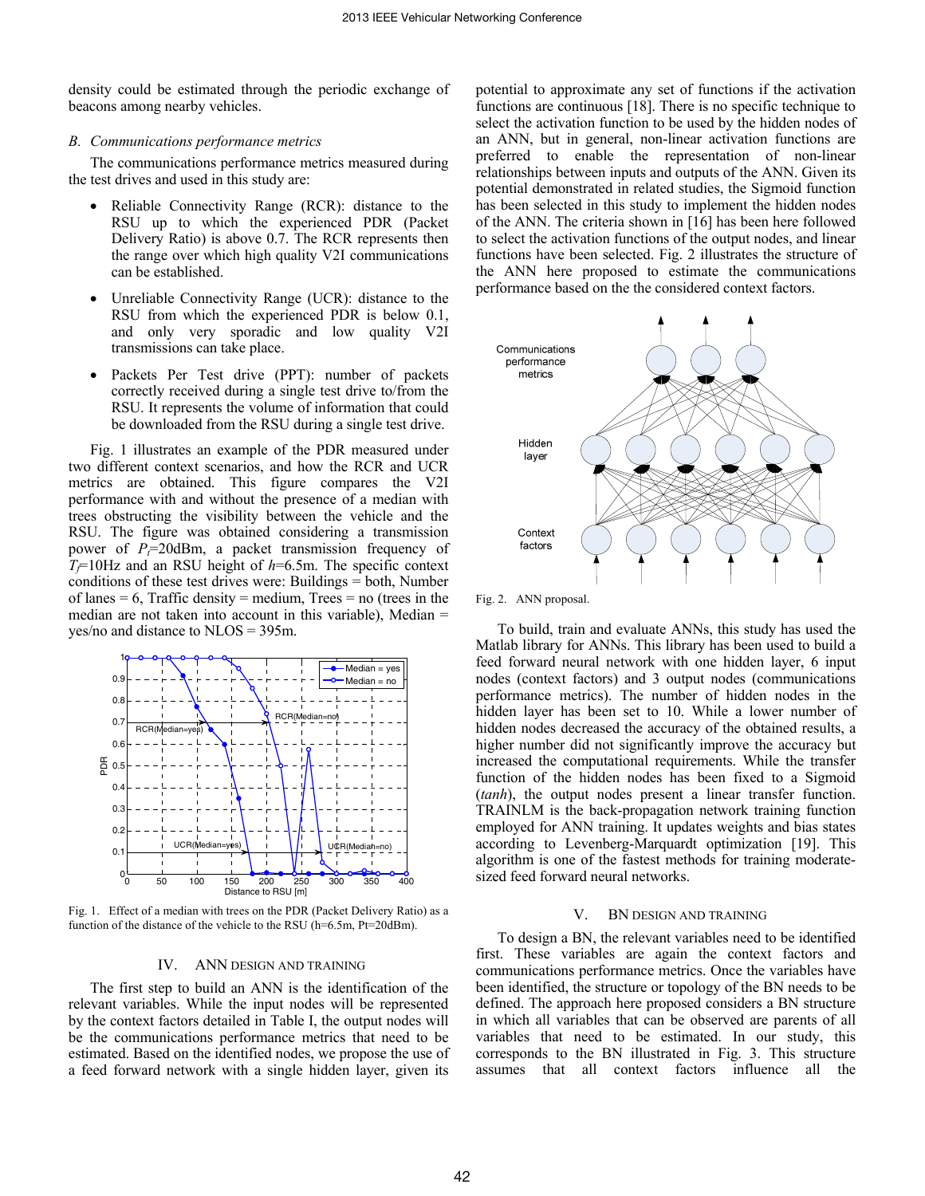density could be estimated through the periodic exchange of beacons among nearby vehicles.

### B. Communications performance metrics

The communications performance metrics measured during the test drives and used in this study are:

- Reliable Connectivity Range (RCR): distance to the RSU up to which the experienced PDR (Packet Delivery Ratio) is above 0.7. The RCR represents then the range over which high quality V2I communications can be established.
- Unreliable Connectivity Range (UCR): distance to the RSU from which the experienced PDR is below 0.1, and only very sporadic and low quality V2I transmissions can take place.
- Packets Per Test drive (PPT): number of packets correctly received during a single test drive to/from the RSU. It represents the volume of information that could be downloaded from the RSU during a single test drive.

Fig. 1 illustrates an example of the PDR measured under two different context scenarios, and how the RCR and UCR metrics are obtained. This figure compares the V2I performance with and without the presence of a median with trees obstructing the visibility between the vehicle and the RSU. The figure was obtained considering a transmission power of $P_t$=20dBm, a packet transmission frequency of $T_f$=10Hz and an RSU height of $h$=6.5m. The specific context conditions of these test drives were: Buildings = both, Number of lanes = 6, Traffic density = medium, Trees = no (trees in the median are not taken into account in this variable), Median = yes/no and distance to NLOS = 395m.

Fig. 1. Effect of a median with trees on the PDR (Packet Delivery Ratio) as a function of the distance of the vehicle to the RSU (h=6.5m, Pt=20dBm).

## IV. ANN DESIGN AND TRAINING

The first step to build an ANN is the identification of the relevant variables. While the input nodes will be represented by the context factors detailed in Table I, the output nodes will be the communications performance metrics that need to be estimated. Based on the identified nodes, we propose the use of a feed forward network with a single hidden layer, given its potential to approximate any set of functions if the activation functions are continuous [18]. There is no specific technique to select the activation function to be used by the hidden nodes of an ANN, but in general, non-linear activation functions are preferred to enable the representation of non-linear relationships between inputs and outputs of the ANN. Given its potential demonstrated in related studies, the Sigmoid function has been selected in this study to implement the hidden nodes of the ANN. The criteria shown in [16] has been here followed to select the activation functions of the output nodes, and linear functions have been selected. Fig. 2 illustrates the structure of the ANN here proposed to estimate the communications performance based on the the considered context factors.

Fig. 2. ANN proposal.

To build, train and evaluate ANNs, this study has used the Matlab library for ANNs. This library has been used to build a feed forward neural network with one hidden layer, 6 input nodes (context factors) and 3 output nodes (communications performance metrics). The number of hidden nodes in the hidden layer has been set to 10. While a lower number of hidden nodes decreased the accuracy of the obtained results, a higher number did not significantly improve the accuracy but increased the computational requirements. While the transfer function of the hidden nodes has been fixed to a Sigmoid (*tanh*), the output nodes present a linear transfer function. TRAINLM is the back-propagation network training function employed for ANN training. It updates weights and bias states according to Levenberg-Marquardt optimization [19]. This algorithm is one of the fastest methods for training moderate-sized feed forward neural networks.

## V. BN DESIGN AND TRAINING

To design a BN, the relevant variables need to be identified first. These variables are again the context factors and communications performance metrics. Once the variables have been identified, the structure or topology of the BN needs to be defined. The approach here proposed considers a BN structure in which all variables that can be observed are parents of all variables that need to be estimated. In our study, this corresponds to the BN illustrated in Fig. 3. This structure assumes that all context factors influence all the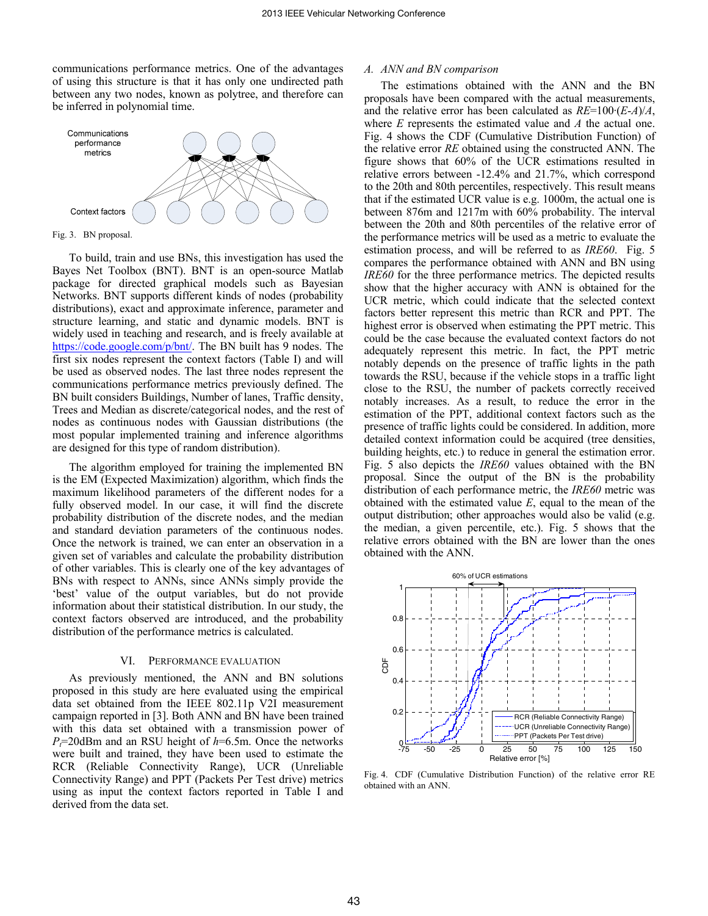communications performance metrics. One of the advantages of using this structure is that it has only one undirected path between any two nodes, known as polytree, and therefore can be inferred in polynomial time.

Fig. 3. BN proposal.

To build, train and use BNs, this investigation has used the Bayes Net Toolbox (BNT). BNT is an open-source Matlab package for directed graphical models such as Bayesian Networks. BNT supports different kinds of nodes (probability distributions), exact and approximate inference, parameter and structure learning, and static and dynamic models. BNT is widely used in teaching and research, and is freely available at https://code.google.com/p/bnt/. The BN built has 9 nodes. The first six nodes represent the context factors (Table I) and will be used as observed nodes. The last three nodes represent the communications performance metrics previously defined. The BN built considers Buildings, Number of lanes, Traffic density, Trees and Median as discrete/categorical nodes, and the rest of nodes as continuous nodes with Gaussian distributions (the most popular implemented training and inference algorithms are designed for this type of random distribution).

The algorithm employed for training the implemented BN is the EM (Expected Maximization) algorithm, which finds the maximum likelihood parameters of the different nodes for a fully observed model. In our case, it will find the discrete probability distribution of the discrete nodes, and the median and standard deviation parameters of the continuous nodes. Once the network is trained, we can enter an observation in a given set of variables and calculate the probability distribution of other variables. This is clearly one of the key advantages of BNs with respect to ANNs, since ANNs simply provide the 'best' value of the output variables, but do not provide information about their statistical distribution. In our study, the context factors observed are introduced, and the probability distribution of the performance metrics is calculated.

## VI. Performance Evaluation

As previously mentioned, the ANN and BN solutions proposed in this study are here evaluated using the empirical data set obtained from the IEEE 802.11p V2I measurement campaign reported in [3]. Both ANN and BN have been trained with this data set obtained with a transmission power of $P_t$=20dBm and an RSU height of $h$=6.5m. Once the networks were built and trained, they have been used to estimate the RCR (Reliable Connectivity Range), UCR (Unreliable Connectivity Range) and PPT (Packets Per Test drive) metrics using as input the context factors reported in Table I and derived from the data set.

### A. ANN and BN comparison

The estimations obtained with the ANN and the BN proposals have been compared with the actual measurements, and the relative error has been calculated as $RE=100\cdot(E\text{-}A)/A$, where $E$ represents the estimated value and $A$ the actual one. Fig. 4 shows the CDF (Cumulative Distribution Function) of the relative error $RE$ obtained using the constructed ANN. The figure shows that 60% of the UCR estimations resulted in relative errors between -12.4% and 21.7%, which correspond to the 20th and 80th percentiles, respectively. This result means that if the estimated UCR value is e.g. 1000m, the actual one is between 876m and 1217m with 60% probability. The interval between the 20th and 80th percentiles of the relative error of the performance metrics will be used as a metric to evaluate the estimation process, and will be referred to as *IRE60*. Fig. 5 compares the performance obtained with ANN and BN using *IRE60* for the three performance metrics. The depicted results show that the higher accuracy with ANN is obtained for the UCR metric, which could indicate that the selected context factors better represent this metric than RCR and PPT. The highest error is observed when estimating the PPT metric. This could be the case because the evaluated context factors do not adequately represent this metric. In fact, the PPT metric notably depends on the presence of traffic lights in the path towards the RSU, because if the vehicle stops in a traffic light close to the RSU, the number of packets correctly received notably increases. As a result, to reduce the error in the estimation of the PPT, additional context factors such as the presence of traffic lights could be considered. In addition, more detailed context information could be acquired (tree densities, building heights, etc.) to reduce in general the estimation error. Fig. 5 also depicts the *IRE60* values obtained with the BN proposal. Since the output of the BN is the probability distribution of each performance metric, the *IRE60* metric was obtained with the estimated value $E$, equal to the mean of the output distribution; other approaches would also be valid (e.g. the median, a given percentile, etc.). Fig. 5 shows that the relative errors obtained with the BN are lower than the ones obtained with the ANN.

Fig. 4. CDF (Cumulative Distribution Function) of the relative error RE obtained with an ANN.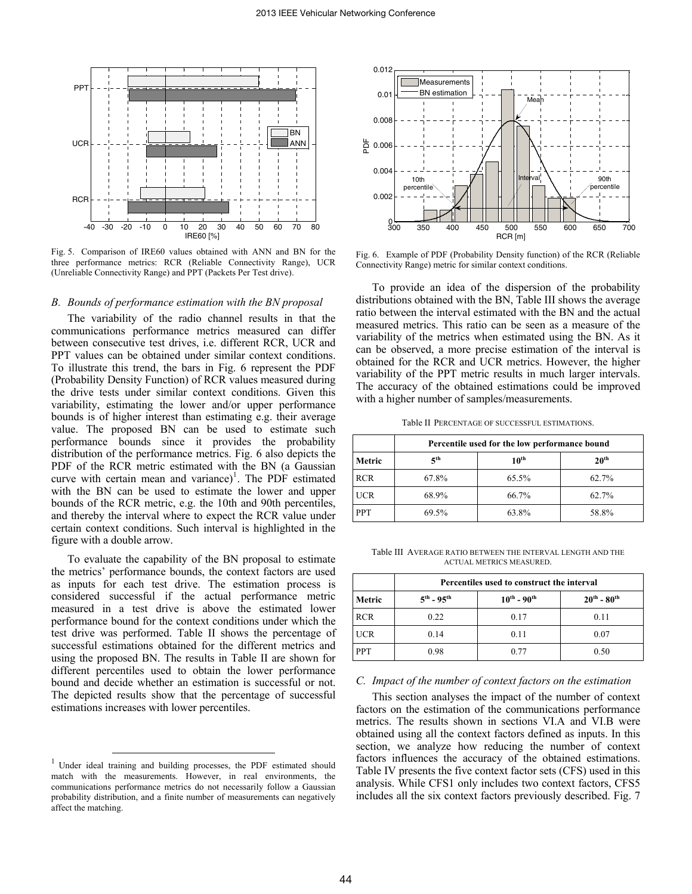Fig. 5. Comparison of IRE60 values obtained with ANN and BN for the three performance metrics: RCR (Reliable Connectivity Range), UCR (Unreliable Connectivity Range) and PPT (Packets Per Test drive).

### *B. Bounds of performance estimation with the BN proposal*

The variability of the radio channel results in that the communications performance metrics measured can differ between consecutive test drives, i.e. different RCR, UCR and PPT values can be obtained under similar context conditions. To illustrate this trend, the bars in Fig. 6 represent the PDF (Probability Density Function) of RCR values measured during the drive tests under similar context conditions. Given this variability, estimating the lower and/or upper performance bounds is of higher interest than estimating e.g. their average value. The proposed BN can be used to estimate such performance bounds since it provides the probability distribution of the performance metrics. Fig. 6 also depicts the PDF of the RCR metric estimated with the BN (a Gaussian curve with certain mean and variance)[1]. The PDF estimated with the BN can be used to estimate the lower and upper bounds of the RCR metric, e.g. the 10th and 90th percentiles, and thereby the interval where to expect the RCR value under certain context conditions. Such interval is highlighted in the figure with a double arrow.

To evaluate the capability of the BN proposal to estimate the metrics' performance bounds, the context factors are used as inputs for each test drive. The estimation process is considered successful if the actual performance metric measured in a test drive is above the estimated lower performance bound for the context conditions under which the test drive was performed. Table II shows the percentage of successful estimations obtained for the different metrics and using the proposed BN. The results in Table II are shown for different percentiles used to obtain the lower performance bound and decide whether an estimation is successful or not. The depicted results show that the percentage of successful estimations increases with lower percentiles.

[1] Under ideal training and building processes, the PDF estimated should match with the measurements. However, in real environments, the communications performance metrics do not necessarily follow a Gaussian probability distribution, and a finite number of measurements can negatively affect the matching.

Fig. 6. Example of PDF (Probability Density function) of the RCR (Reliable Connectivity Range) metric for similar context conditions.

To provide an idea of the dispersion of the probability distributions obtained with the BN, Table III shows the average ratio between the interval estimated with the BN and the actual measured metrics. This ratio can be seen as a measure of the variability of the metrics when estimated using the BN. As it can be observed, a more precise estimation of the interval is obtained for the RCR and UCR metrics. However, the higher variability of the PPT metric results in much larger intervals. The accuracy of the obtained estimations could be improved with a higher number of samples/measurements.

Table II PERCENTAGE OF SUCCESSFUL ESTIMATIONS.

| | Percentile used for the low performance bound | | |
|---|---|---|---|
| **Metric** | **5th** | **10th** | **20th** |
| RCR | 67.8% | 65.5% | 62.7% |
| UCR | 68.9% | 66.7% | 62.7% |
| PPT | 69.5% | 63.8% | 58.8% |

Table III AVERAGE RATIO BETWEEN THE INTERVAL LENGTH AND THE ACTUAL METRICS MEASURED.

| | Percentiles used to construct the interval | | |
|---|---|---|---|
| **Metric** | **5th - 95th** | **10th - 90th** | **20th - 80th** |
| RCR | 0.22 | 0.17 | 0.11 |
| UCR | 0.14 | 0.11 | 0.07 |
| PPT | 0.98 | 0.77 | 0.50 |

### *C. Impact of the number of context factors on the estimation*

This section analyses the impact of the number of context factors on the estimation of the communications performance metrics. The results shown in sections VI.A and VI.B were obtained using all the context factors defined as inputs. In this section, we analyze how reducing the number of context factors influences the accuracy of the obtained estimations. Table IV presents the five context factor sets (CFS) used in this analysis. While CFS1 only includes two context factors, CFS5 includes all the six context factors previously described. Fig. 7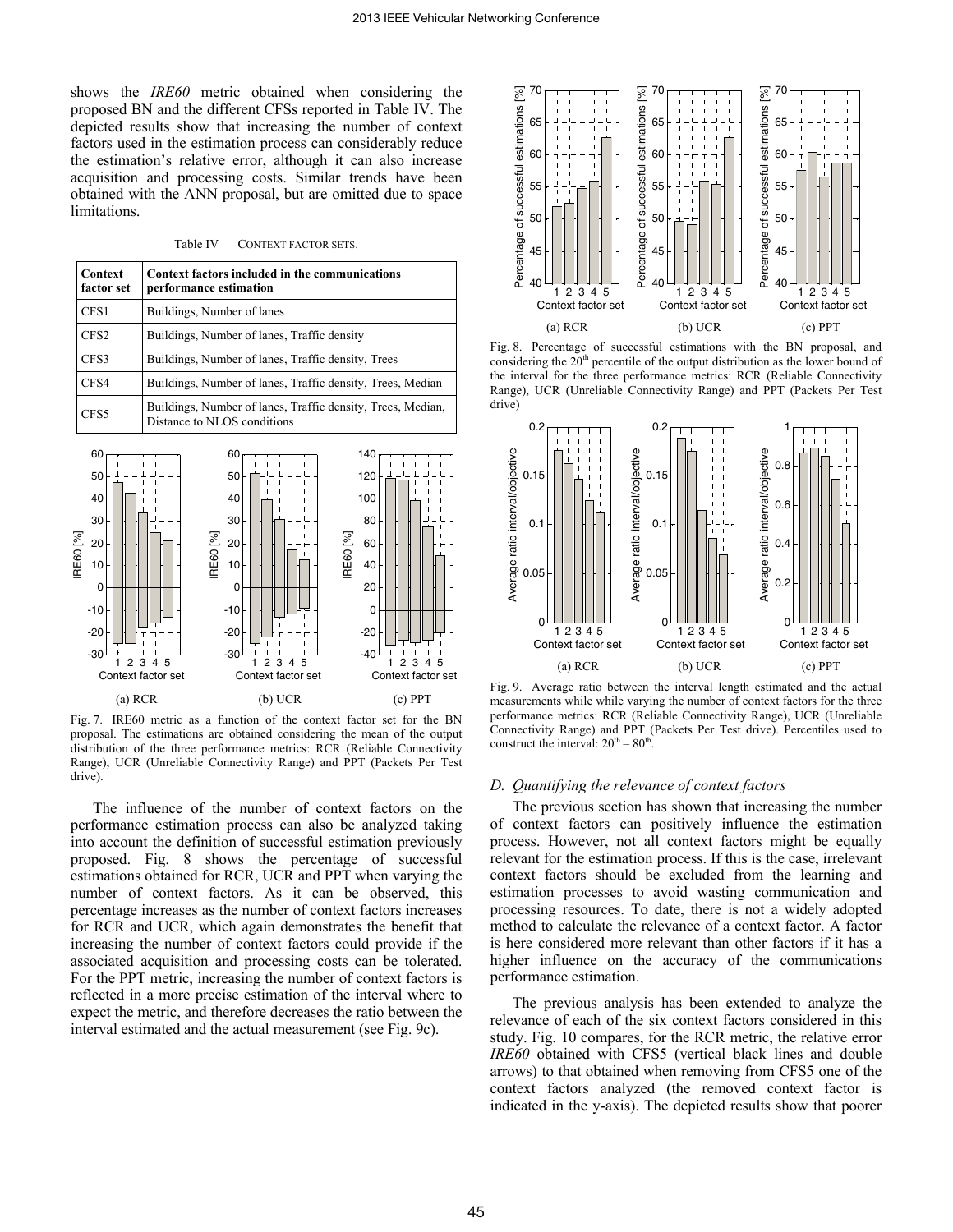shows the *IRE60* metric obtained when considering the proposed BN and the different CFSs reported in Table IV. The depicted results show that increasing the number of context factors used in the estimation process can considerably reduce the estimation's relative error, although it can also increase acquisition and processing costs. Similar trends have been obtained with the ANN proposal, but are omitted due to space limitations.

Table IV CONTEXT FACTOR SETS.

| Context factor set | Context factors included in the communications performance estimation |
|---|---|
| CFS1 | Buildings, Number of lanes |
| CFS2 | Buildings, Number of lanes, Traffic density |
| CFS3 | Buildings, Number of lanes, Traffic density, Trees |
| CFS4 | Buildings, Number of lanes, Traffic density, Trees, Median |
| CFS5 | Buildings, Number of lanes, Traffic density, Trees, Median, Distance to NLOS conditions |

Fig. 7. IRE60 metric as a function of the context factor set for the BN proposal. The estimations are obtained considering the mean of the output distribution of the three performance metrics: RCR (Reliable Connectivity Range), UCR (Unreliable Connectivity Range) and PPT (Packets Per Test drive).

The influence of the number of context factors on the performance estimation process can also be analyzed taking into account the definition of successful estimation previously proposed. Fig. 8 shows the percentage of successful estimations obtained for RCR, UCR and PPT when varying the number of context factors. As it can be observed, this percentage increases as the number of context factors increases for RCR and UCR, which again demonstrates the benefit that increasing the number of context factors could provide if the associated acquisition and processing costs can be tolerated. For the PPT metric, increasing the number of context factors is reflected in a more precise estimation of the interval where to expect the metric, and therefore decreases the ratio between the interval estimated and the actual measurement (see Fig. 9c).

Fig. 8. Percentage of successful estimations with the BN proposal, and considering the 20th percentile of the output distribution as the lower bound of the interval for the three performance metrics: RCR (Reliable Connectivity Range), UCR (Unreliable Connectivity Range) and PPT (Packets Per Test drive)

Fig. 9. Average ratio between the interval length estimated and the actual measurements while while varying the number of context factors for the three performance metrics: RCR (Reliable Connectivity Range), UCR (Unreliable Connectivity Range) and PPT (Packets Per Test drive). Percentiles used to construct the interval: 20th – 80th.

### D. Quantifying the relevance of context factors

The previous section has shown that increasing the number of context factors can positively influence the estimation process. However, not all context factors might be equally relevant for the estimation process. If this is the case, irrelevant context factors should be excluded from the learning and estimation processes to avoid wasting communication and processing resources. To date, there is not a widely adopted method to calculate the relevance of a context factor. A factor is here considered more relevant than other factors if it has a higher influence on the accuracy of the communications performance estimation.

The previous analysis has been extended to analyze the relevance of each of the six context factors considered in this study. Fig. 10 compares, for the RCR metric, the relative error *IRE60* obtained with CFS5 (vertical black lines and double arrows) to that obtained when removing from CFS5 one of the context factors analyzed (the removed context factor is indicated in the y-axis). The depicted results show that poorer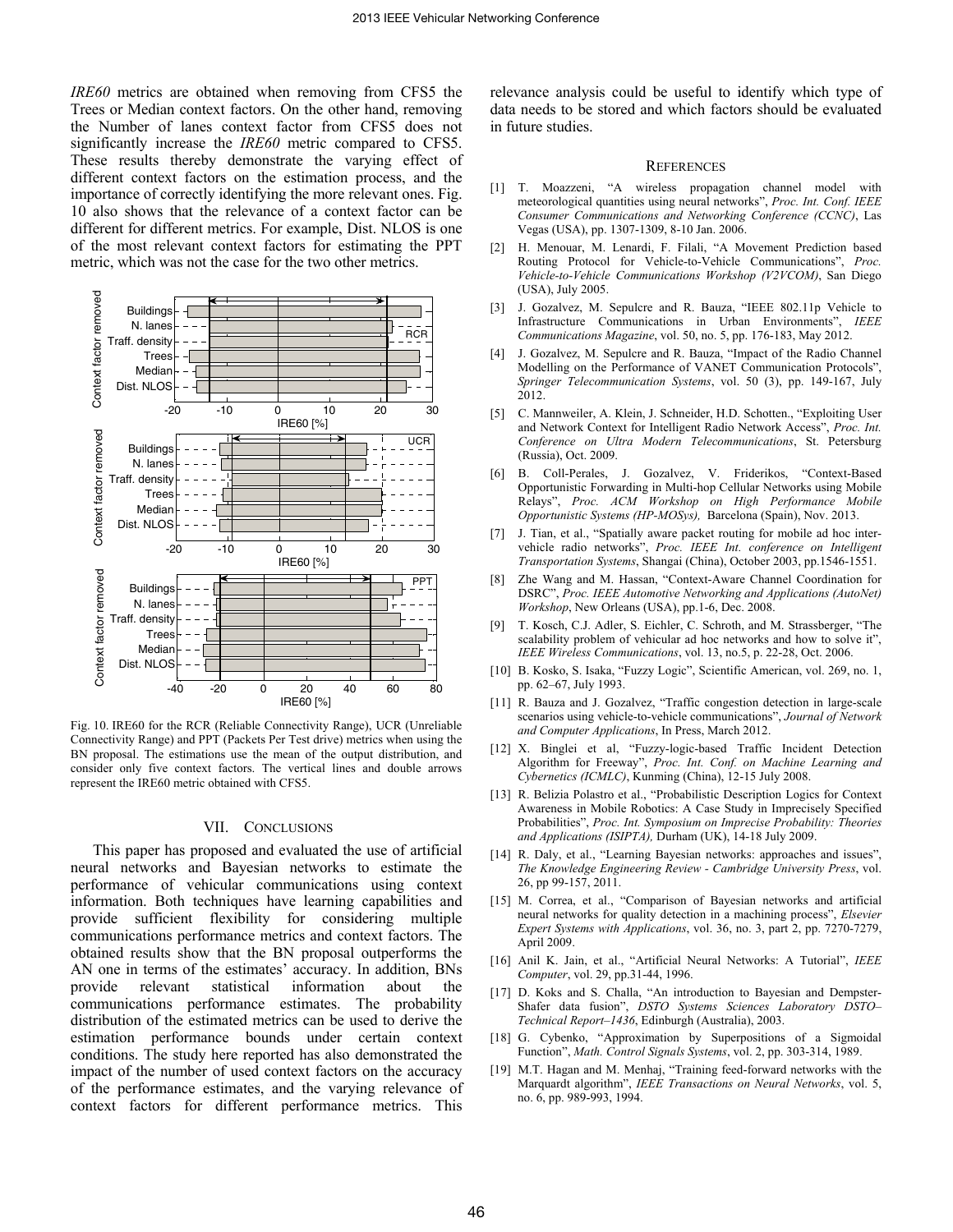*IRE60* metrics are obtained when removing from CFS5 the Trees or Median context factors. On the other hand, removing the Number of lanes context factor from CFS5 does not significantly increase the *IRE60* metric compared to CFS5. These results thereby demonstrate the varying effect of different context factors on the estimation process, and the importance of correctly identifying the more relevant ones. Fig. 10 also shows that the relevance of a context factor can be different for different metrics. For example, Dist. NLOS is one of the most relevant context factors for estimating the PPT metric, which was not the case for the two other metrics.

Context factor removed
Buildings
N. lanes
Traff. density
Trees
Median
Dist. NLOS
RCR
-20 -10 0 10 20 30
IRE60 [%]

Context factor removed
Buildings
N. lanes
Traff. density
Trees
Median
Dist. NLOS
UCR
-20 -10 0 10 20 30
IRE60 [%]

Context factor removed
Buildings
N. lanes
Traff. density
Trees
Median
Dist. NLOS
PPT
-40 -20 0 20 40 60 80
IRE60 [%]

Fig. 10. IRE60 for the RCR (Reliable Connectivity Range), UCR (Unreliable Connectivity Range) and PPT (Packets Per Test drive) metrics when using the BN proposal. The estimations use the mean of the output distribution, and consider only five context factors. The vertical lines and double arrows represent the IRE60 metric obtained with CFS5.

## VII. Conclusions

This paper has proposed and evaluated the use of artificial neural networks and Bayesian networks to estimate the performance of vehicular communications using context information. Both techniques have learning capabilities and provide sufficient flexibility for considering multiple communications performance metrics and context factors. The obtained results show that the BN proposal outperforms the AN one in terms of the estimates' accuracy. In addition, BNs provide relevant statistical information about the communications performance estimates. The probability distribution of the estimated metrics can be used to derive the estimation performance bounds under certain context conditions. The study here reported has also demonstrated the impact of the number of used context factors on the accuracy of the performance estimates, and the varying relevance of context factors for different performance metrics. This relevance analysis could be useful to identify which type of data needs to be stored and which factors should be evaluated in future studies.

## References

[1] T. Moazzeni, "A wireless propagation channel model with meteorological quantities using neural networks", *Proc. Int. Conf. IEEE Consumer Communications and Networking Conference (CCNC)*, Las Vegas (USA), pp. 1307-1309, 8-10 Jan. 2006.

[2] H. Menouar, M. Lenardi, F. Filali, "A Movement Prediction based Routing Protocol for Vehicle-to-Vehicle Communications", *Proc. Vehicle-to-Vehicle Communications Workshop (V2VCOM)*, San Diego (USA), July 2005.

[3] J. Gozalvez, M. Sepulcre and R. Bauza, "IEEE 802.11p Vehicle to Infrastructure Communications in Urban Environments", *IEEE Communications Magazine*, vol. 50, no. 5, pp. 176-183, May 2012.

[4] J. Gozalvez, M. Sepulcre and R. Bauza, "Impact of the Radio Channel Modelling on the Performance of VANET Communication Protocols", *Springer Telecommunication Systems*, vol. 50 (3), pp. 149-167, July 2012.

[5] C. Mannweiler, A. Klein, J. Schneider, H.D. Schotten., "Exploiting User and Network Context for Intelligent Radio Network Access", *Proc. Int. Conference on Ultra Modern Telecommunications*, St. Petersburg (Russia), Oct. 2009.

[6] B. Coll-Perales, J. Gozalvez, V. Friderikos, "Context-Based Opportunistic Forwarding in Multi-hop Cellular Networks using Mobile Relays", *Proc. ACM Workshop on High Performance Mobile Opportunistic Systems (HP-MOSys),* Barcelona (Spain), Nov. 2013.

[7] J. Tian, et al., "Spatially aware packet routing for mobile ad hoc inter-vehicle radio networks", *Proc. IEEE Int. conference on Intelligent Transportation Systems*, Shangai (China), October 2003, pp.1546-1551.

[8] Zhe Wang and M. Hassan, "Context-Aware Channel Coordination for DSRC", *Proc. IEEE Automotive Networking and Applications (AutoNet) Workshop*, New Orleans (USA), pp.1-6, Dec. 2008.

[9] T. Kosch, C.J. Adler, S. Eichler, C. Schroth, and M. Strassberger, "The scalability problem of vehicular ad hoc networks and how to solve it", *IEEE Wireless Communications*, vol. 13, no.5, p. 22-28, Oct. 2006.

[10] B. Kosko, S. Isaka, "Fuzzy Logic", Scientific American, vol. 269, no. 1, pp. 62–67, July 1993.

[11] R. Bauza and J. Gozalvez, "Traffic congestion detection in large-scale scenarios using vehicle-to-vehicle communications", *Journal of Network and Computer Applications*, In Press, March 2012.

[12] X. Binglei et al, "Fuzzy-logic-based Traffic Incident Detection Algorithm for Freeway", *Proc. Int. Conf. on Machine Learning and Cybernetics (ICMLC)*, Kunming (China), 12-15 July 2008.

[13] R. Belizia Polastro et al., "Probabilistic Description Logics for Context Awareness in Mobile Robotics: A Case Study in Imprecisely Specified Probabilities", *Proc. Int. Symposium on Imprecise Probability: Theories and Applications (ISIPTA),* Durham (UK), 14-18 July 2009.

[14] R. Daly, et al., "Learning Bayesian networks: approaches and issues", *The Knowledge Engineering Review - Cambridge University Press*, vol. 26, pp 99-157, 2011.

[15] M. Correa, et al., "Comparison of Bayesian networks and artificial neural networks for quality detection in a machining process", *Elsevier Expert Systems with Applications*, vol. 36, no. 3, part 2, pp. 7270-7279, April 2009.

[16] Anil K. Jain, et al., "Artificial Neural Networks: A Tutorial", *IEEE Computer*, vol. 29, pp.31-44, 1996.

[17] D. Koks and S. Challa, "An introduction to Bayesian and Dempster-Shafer data fusion", *DSTO Systems Sciences Laboratory DSTO–Technical Report–1436*, Edinburgh (Australia), 2003.

[18] G. Cybenko, "Approximation by Superpositions of a Sigmoidal Function", *Math. Control Signals Systems*, vol. 2, pp. 303-314, 1989.

[19] M.T. Hagan and M. Menhaj, "Training feed-forward networks with the Marquardt algorithm", *IEEE Transactions on Neural Networks*, vol. 5, no. 6, pp. 989-993, 1994.